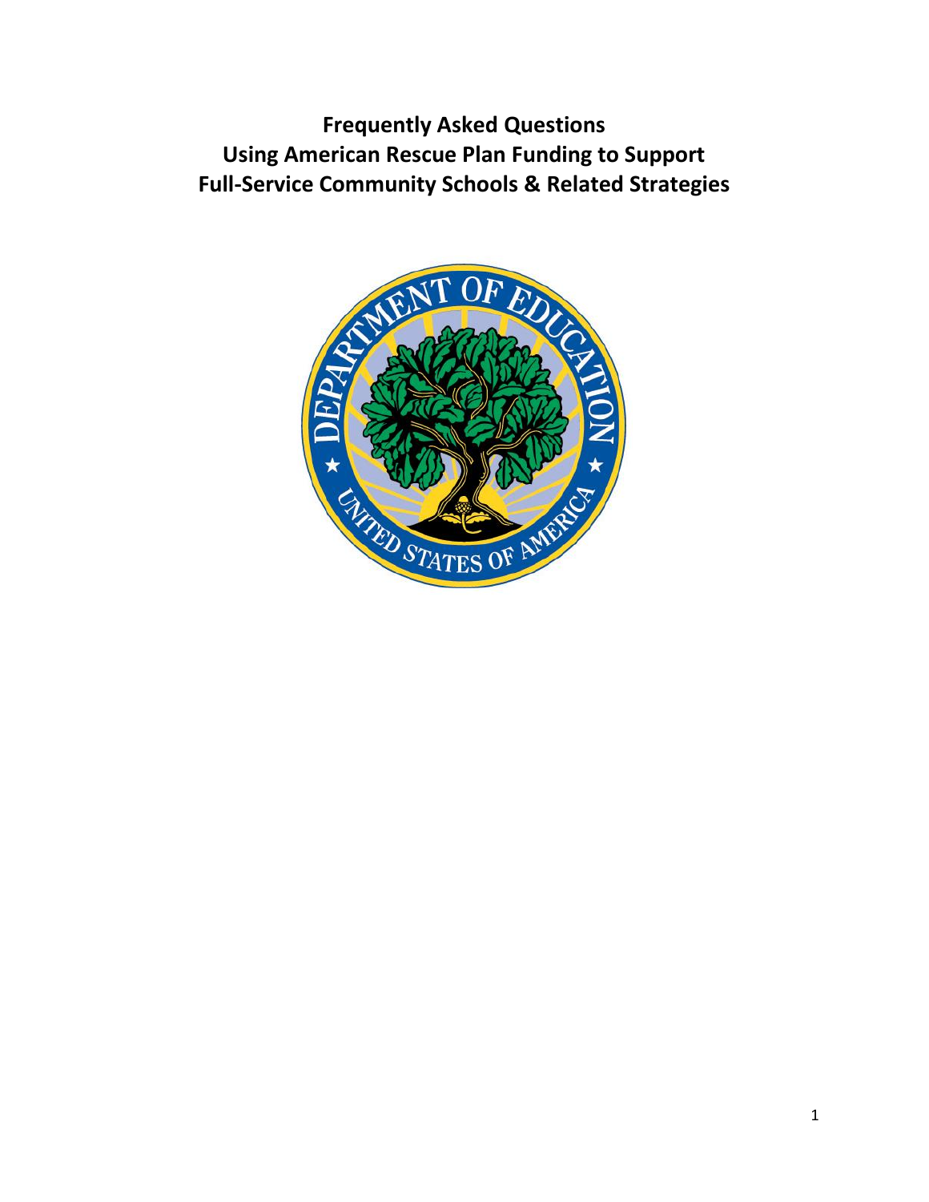# Frequently Asked Questions
# Using American Rescue Plan Funding to Support
# Full-Service Community Schools & Related Strategies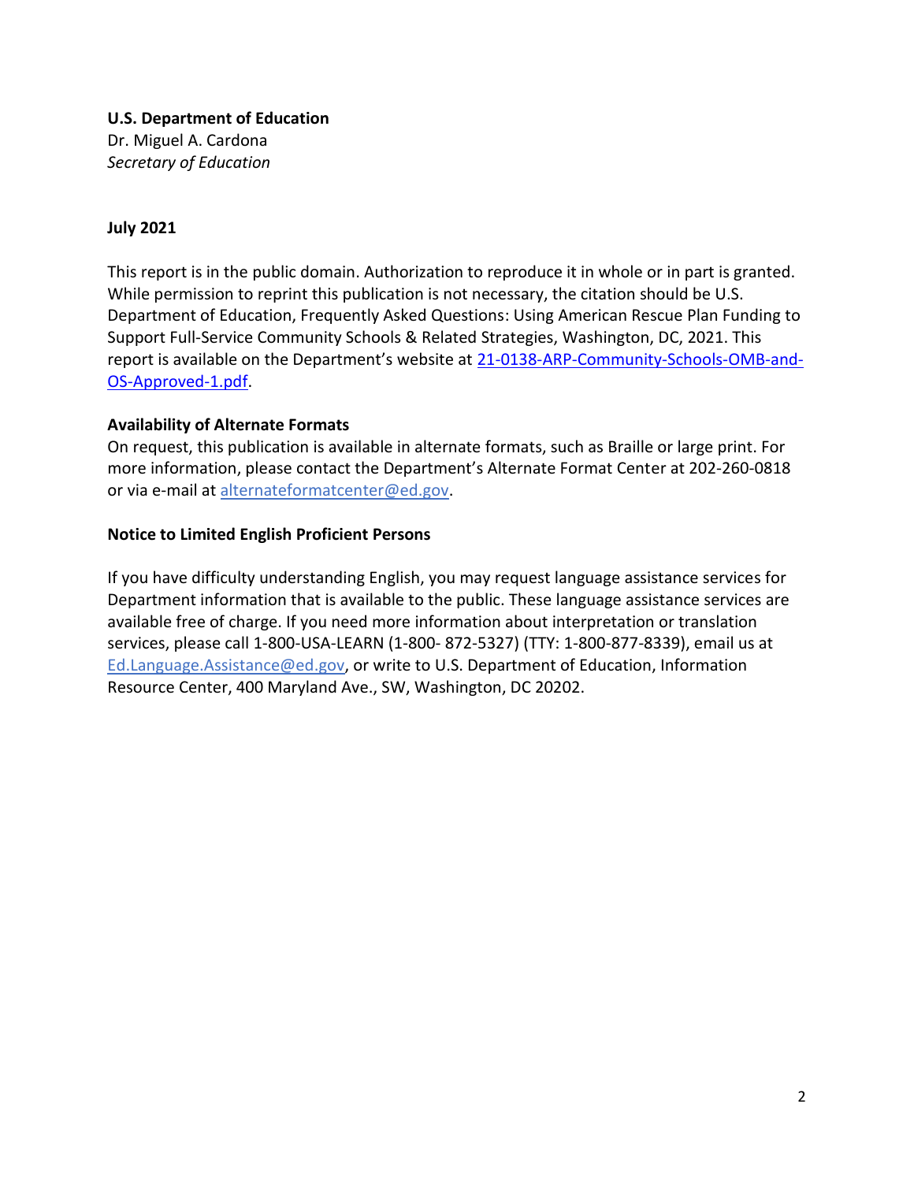**U.S. Department of Education**
Dr. Miguel A. Cardona
*Secretary of Education*

**July 2021**

This report is in the public domain. Authorization to reproduce it in whole or in part is granted. While permission to reprint this publication is not necessary, the citation should be U.S. Department of Education, Frequently Asked Questions: Using American Rescue Plan Funding to Support Full-Service Community Schools & Related Strategies, Washington, DC, 2021. This report is available on the Department's website at [21-0138-ARP-Community-Schools-OMB-and-OS-Approved-1.pdf](21-0138-ARP-Community-Schools-OMB-and-OS-Approved-1.pdf).

**Availability of Alternate Formats**

On request, this publication is available in alternate formats, such as Braille or large print. For more information, please contact the Department's Alternate Format Center at 202-260-0818 or via e-mail at [alternateformatcenter@ed.gov](mailto:alternateformatcenter@ed.gov).

**Notice to Limited English Proficient Persons**

If you have difficulty understanding English, you may request language assistance services for Department information that is available to the public. These language assistance services are available free of charge. If you need more information about interpretation or translation services, please call 1-800-USA-LEARN (1-800- 872-5327) (TTY: 1-800-877-8339), email us at [Ed.Language.Assistance@ed.gov](mailto:Ed.Language.Assistance@ed.gov), or write to U.S. Department of Education, Information Resource Center, 400 Maryland Ave., SW, Washington, DC 20202.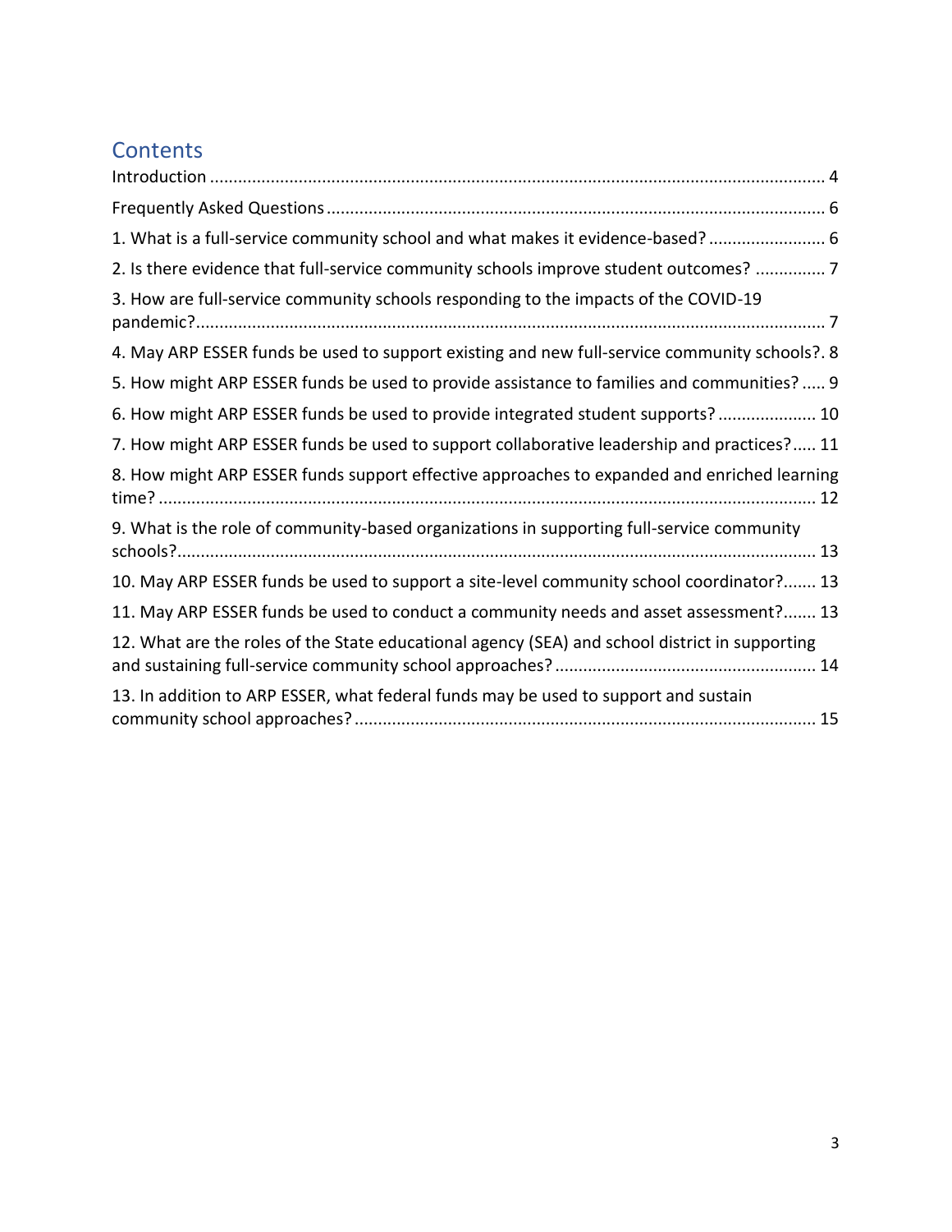## Contents

Introduction ... 4

Frequently Asked Questions ... 6

1. What is a full-service community school and what makes it evidence-based? ... 6
2. Is there evidence that full-service community schools improve student outcomes? ... 7
3. How are full-service community schools responding to the impacts of the COVID-19 pandemic? ... 7
4. May ARP ESSER funds be used to support existing and new full-service community schools? ... 8
5. How might ARP ESSER funds be used to provide assistance to families and communities? ... 9
6. How might ARP ESSER funds be used to provide integrated student supports? ... 10
7. How might ARP ESSER funds be used to support collaborative leadership and practices? ... 11
8. How might ARP ESSER funds support effective approaches to expanded and enriched learning time? ... 12
9. What is the role of community-based organizations in supporting full-service community schools? ... 13
10. May ARP ESSER funds be used to support a site-level community school coordinator? ... 13
11. May ARP ESSER funds be used to conduct a community needs and asset assessment? ... 13
12. What are the roles of the State educational agency (SEA) and school district in supporting and sustaining full-service community school approaches? ... 14
13. In addition to ARP ESSER, what federal funds may be used to support and sustain community school approaches? ... 15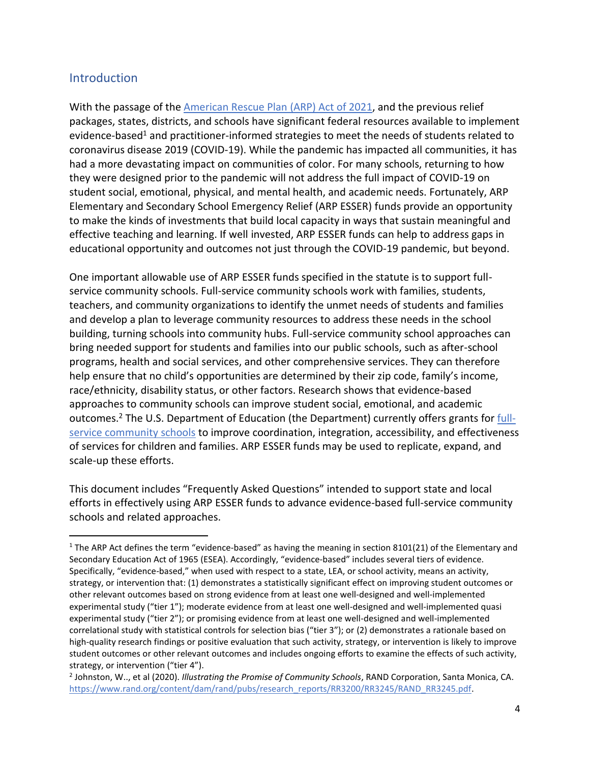## Introduction

With the passage of the American Rescue Plan (ARP) Act of 2021, and the previous relief packages, states, districts, and schools have significant federal resources available to implement evidence-based[1] and practitioner-informed strategies to meet the needs of students related to coronavirus disease 2019 (COVID-19). While the pandemic has impacted all communities, it has had a more devastating impact on communities of color. For many schools, returning to how they were designed prior to the pandemic will not address the full impact of COVID-19 on student social, emotional, physical, and mental health, and academic needs. Fortunately, ARP Elementary and Secondary School Emergency Relief (ARP ESSER) funds provide an opportunity to make the kinds of investments that build local capacity in ways that sustain meaningful and effective teaching and learning. If well invested, ARP ESSER funds can help to address gaps in educational opportunity and outcomes not just through the COVID-19 pandemic, but beyond.

One important allowable use of ARP ESSER funds specified in the statute is to support full-service community schools. Full-service community schools work with families, students, teachers, and community organizations to identify the unmet needs of students and families and develop a plan to leverage community resources to address these needs in the school building, turning schools into community hubs. Full-service community school approaches can bring needed support for students and families into our public schools, such as after-school programs, health and social services, and other comprehensive services. They can therefore help ensure that no child's opportunities are determined by their zip code, family's income, race/ethnicity, disability status, or other factors. Research shows that evidence-based approaches to community schools can improve student social, emotional, and academic outcomes.[2] The U.S. Department of Education (the Department) currently offers grants for full-service community schools to improve coordination, integration, accessibility, and effectiveness of services for children and families. ARP ESSER funds may be used to replicate, expand, and scale-up these efforts.

This document includes "Frequently Asked Questions" intended to support state and local efforts in effectively using ARP ESSER funds to advance evidence-based full-service community schools and related approaches.

---

[1] The ARP Act defines the term "evidence-based" as having the meaning in section 8101(21) of the Elementary and Secondary Education Act of 1965 (ESEA). Accordingly, "evidence-based" includes several tiers of evidence. Specifically, "evidence-based," when used with respect to a state, LEA, or school activity, means an activity, strategy, or intervention that: (1) demonstrates a statistically significant effect on improving student outcomes or other relevant outcomes based on strong evidence from at least one well-designed and well-implemented experimental study ("tier 1"); moderate evidence from at least one well-designed and well-implemented quasi experimental study ("tier 2"); or promising evidence from at least one well-designed and well-implemented correlational study with statistical controls for selection bias ("tier 3"); or (2) demonstrates a rationale based on high-quality research findings or positive evaluation that such activity, strategy, or intervention is likely to improve student outcomes or other relevant outcomes and includes ongoing efforts to examine the effects of such activity, strategy, or intervention ("tier 4").

[2] Johnston, W.., et al (2020). *Illustrating the Promise of Community Schools*, RAND Corporation, Santa Monica, CA. https://www.rand.org/content/dam/rand/pubs/research_reports/RR3200/RR3245/RAND_RR3245.pdf.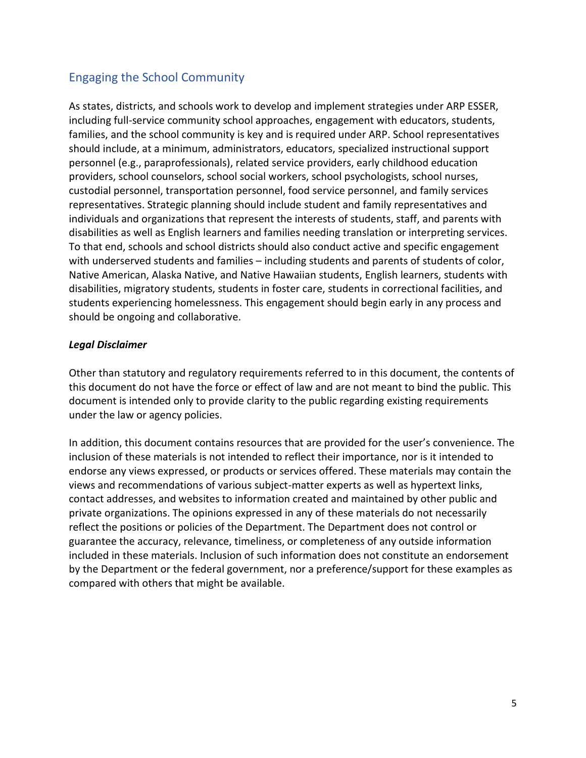## Engaging the School Community

As states, districts, and schools work to develop and implement strategies under ARP ESSER, including full-service community school approaches, engagement with educators, students, families, and the school community is key and is required under ARP. School representatives should include, at a minimum, administrators, educators, specialized instructional support personnel (e.g., paraprofessionals), related service providers, early childhood education providers, school counselors, school social workers, school psychologists, school nurses, custodial personnel, transportation personnel, food service personnel, and family services representatives. Strategic planning should include student and family representatives and individuals and organizations that represent the interests of students, staff, and parents with disabilities as well as English learners and families needing translation or interpreting services. To that end, schools and school districts should also conduct active and specific engagement with underserved students and families – including students and parents of students of color, Native American, Alaska Native, and Native Hawaiian students, English learners, students with disabilities, migratory students, students in foster care, students in correctional facilities, and students experiencing homelessness. This engagement should begin early in any process and should be ongoing and collaborative.

***Legal Disclaimer***

Other than statutory and regulatory requirements referred to in this document, the contents of this document do not have the force or effect of law and are not meant to bind the public. This document is intended only to provide clarity to the public regarding existing requirements under the law or agency policies.

In addition, this document contains resources that are provided for the user's convenience. The inclusion of these materials is not intended to reflect their importance, nor is it intended to endorse any views expressed, or products or services offered. These materials may contain the views and recommendations of various subject-matter experts as well as hypertext links, contact addresses, and websites to information created and maintained by other public and private organizations. The opinions expressed in any of these materials do not necessarily reflect the positions or policies of the Department. The Department does not control or guarantee the accuracy, relevance, timeliness, or completeness of any outside information included in these materials. Inclusion of such information does not constitute an endorsement by the Department or the federal government, nor a preference/support for these examples as compared with others that might be available.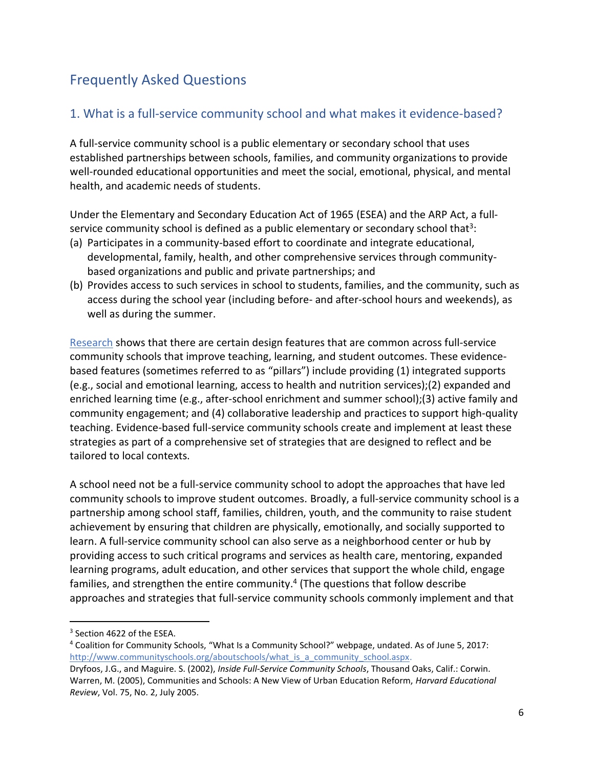## Frequently Asked Questions

### 1. What is a full-service community school and what makes it evidence-based?

A full-service community school is a public elementary or secondary school that uses established partnerships between schools, families, and community organizations to provide well-rounded educational opportunities and meet the social, emotional, physical, and mental health, and academic needs of students.

Under the Elementary and Secondary Education Act of 1965 (ESEA) and the ARP Act, a full-service community school is defined as a public elementary or secondary school that[3]:

(a) Participates in a community-based effort to coordinate and integrate educational, developmental, family, health, and other comprehensive services through community-based organizations and public and private partnerships; and
(b) Provides access to such services in school to students, families, and the community, such as access during the school year (including before- and after-school hours and weekends), as well as during the summer.

[Research](#) shows that there are certain design features that are common across full-service community schools that improve teaching, learning, and student outcomes. These evidence-based features (sometimes referred to as "pillars") include providing (1) integrated supports (e.g., social and emotional learning, access to health and nutrition services);(2) expanded and enriched learning time (e.g., after-school enrichment and summer school);(3) active family and community engagement; and (4) collaborative leadership and practices to support high-quality teaching. Evidence-based full-service community schools create and implement at least these strategies as part of a comprehensive set of strategies that are designed to reflect and be tailored to local contexts.

A school need not be a full-service community school to adopt the approaches that have led community schools to improve student outcomes. Broadly, a full-service community school is a partnership among school staff, families, children, youth, and the community to raise student achievement by ensuring that children are physically, emotionally, and socially supported to learn. A full-service community school can also serve as a neighborhood center or hub by providing access to such critical programs and services as health care, mentoring, expanded learning programs, adult education, and other services that support the whole child, engage families, and strengthen the entire community.[4] (The questions that follow describe approaches and strategies that full-service community schools commonly implement and that

---

[3] Section 4622 of the ESEA.

[4] Coalition for Community Schools, "What Is a Community School?" webpage, undated. As of June 5, 2017: http://www.communityschools.org/aboutschools/what_is_a_community_school.aspx.

Dryfoos, J.G., and Maguire. S. (2002), *Inside Full-Service Community Schools*, Thousand Oaks, Calif.: Corwin.

Warren, M. (2005), Communities and Schools: A New View of Urban Education Reform, *Harvard Educational Review*, Vol. 75, No. 2, July 2005.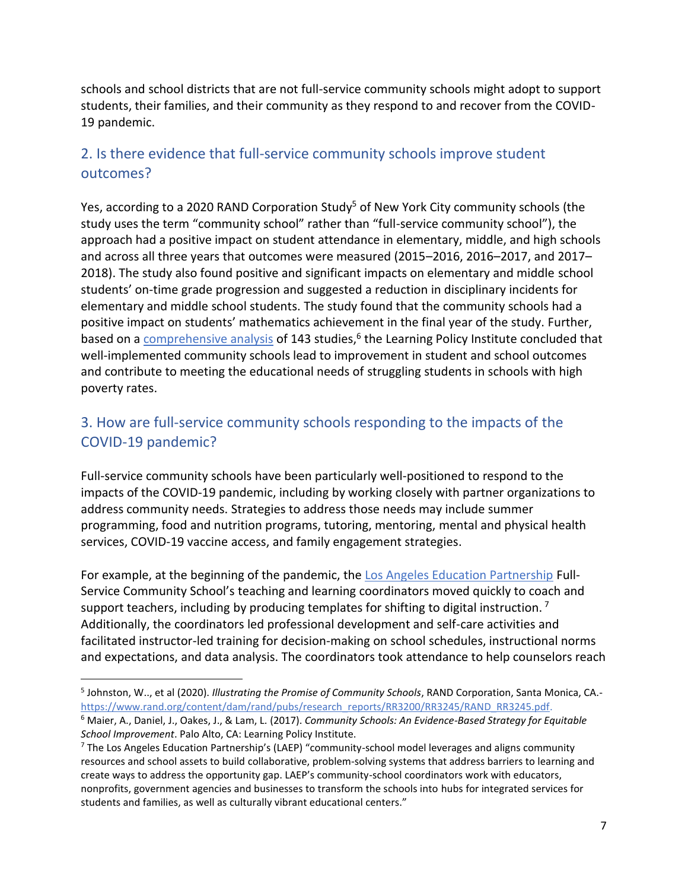schools and school districts that are not full-service community schools might adopt to support students, their families, and their community as they respond to and recover from the COVID-19 pandemic.

## 2. Is there evidence that full-service community schools improve student outcomes?

Yes, according to a 2020 RAND Corporation Study[5] of New York City community schools (the study uses the term "community school" rather than "full-service community school"), the approach had a positive impact on student attendance in elementary, middle, and high schools and across all three years that outcomes were measured (2015–2016, 2016–2017, and 2017–2018). The study also found positive and significant impacts on elementary and middle school students' on-time grade progression and suggested a reduction in disciplinary incidents for elementary and middle school students. The study found that the community schools had a positive impact on students' mathematics achievement in the final year of the study. Further, based on a comprehensive analysis of 143 studies,[6] the Learning Policy Institute concluded that well-implemented community schools lead to improvement in student and school outcomes and contribute to meeting the educational needs of struggling students in schools with high poverty rates.

## 3. How are full-service community schools responding to the impacts of the COVID-19 pandemic?

Full-service community schools have been particularly well-positioned to respond to the impacts of the COVID-19 pandemic, including by working closely with partner organizations to address community needs. Strategies to address those needs may include summer programming, food and nutrition programs, tutoring, mentoring, mental and physical health services, COVID-19 vaccine access, and family engagement strategies.

For example, at the beginning of the pandemic, the Los Angeles Education Partnership Full-Service Community School's teaching and learning coordinators moved quickly to coach and support teachers, including by producing templates for shifting to digital instruction.[7] Additionally, the coordinators led professional development and self-care activities and facilitated instructor-led training for decision-making on school schedules, instructional norms and expectations, and data analysis. The coordinators took attendance to help counselors reach

---

[5] Johnston, W.., et al (2020). *Illustrating the Promise of Community Schools*, RAND Corporation, Santa Monica, CA.- https://www.rand.org/content/dam/rand/pubs/research_reports/RR3200/RR3245/RAND_RR3245.pdf.

[6] Maier, A., Daniel, J., Oakes, J., & Lam, L. (2017). *Community Schools: An Evidence-Based Strategy for Equitable School Improvement*. Palo Alto, CA: Learning Policy Institute.

[7] The Los Angeles Education Partnership's (LAEP) "community-school model leverages and aligns community resources and school assets to build collaborative, problem-solving systems that address barriers to learning and create ways to address the opportunity gap. LAEP's community-school coordinators work with educators, nonprofits, government agencies and businesses to transform the schools into hubs for integrated services for students and families, as well as culturally vibrant educational centers."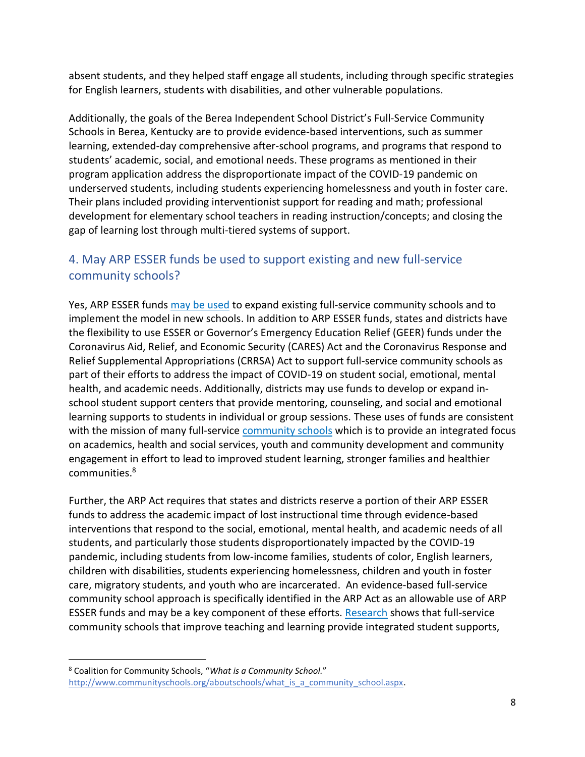absent students, and they helped staff engage all students, including through specific strategies for English learners, students with disabilities, and other vulnerable populations.

Additionally, the goals of the Berea Independent School District's Full-Service Community Schools in Berea, Kentucky are to provide evidence-based interventions, such as summer learning, extended-day comprehensive after-school programs, and programs that respond to students' academic, social, and emotional needs. These programs as mentioned in their program application address the disproportionate impact of the COVID-19 pandemic on underserved students, including students experiencing homelessness and youth in foster care. Their plans included providing interventionist support for reading and math; professional development for elementary school teachers in reading instruction/concepts; and closing the gap of learning lost through multi-tiered systems of support.

## 4. May ARP ESSER funds be used to support existing and new full-service community schools?

Yes, ARP ESSER funds may be used to expand existing full-service community schools and to implement the model in new schools. In addition to ARP ESSER funds, states and districts have the flexibility to use ESSER or Governor's Emergency Education Relief (GEER) funds under the Coronavirus Aid, Relief, and Economic Security (CARES) Act and the Coronavirus Response and Relief Supplemental Appropriations (CRRSA) Act to support full-service community schools as part of their efforts to address the impact of COVID-19 on student social, emotional, mental health, and academic needs. Additionally, districts may use funds to develop or expand in-school student support centers that provide mentoring, counseling, and social and emotional learning supports to students in individual or group sessions. These uses of funds are consistent with the mission of many full-service community schools which is to provide an integrated focus on academics, health and social services, youth and community development and community engagement in effort to lead to improved student learning, stronger families and healthier communities.[8]

Further, the ARP Act requires that states and districts reserve a portion of their ARP ESSER funds to address the academic impact of lost instructional time through evidence-based interventions that respond to the social, emotional, mental health, and academic needs of all students, and particularly those students disproportionately impacted by the COVID-19 pandemic, including students from low-income families, students of color, English learners, children with disabilities, students experiencing homelessness, children and youth in foster care, migratory students, and youth who are incarcerated. An evidence-based full-service community school approach is specifically identified in the ARP Act as an allowable use of ARP ESSER funds and may be a key component of these efforts. Research shows that full-service community schools that improve teaching and learning provide integrated student supports,

[8] Coalition for Community Schools, "*What is a Community School.*" http://www.communityschools.org/aboutschools/what_is_a_community_school.aspx.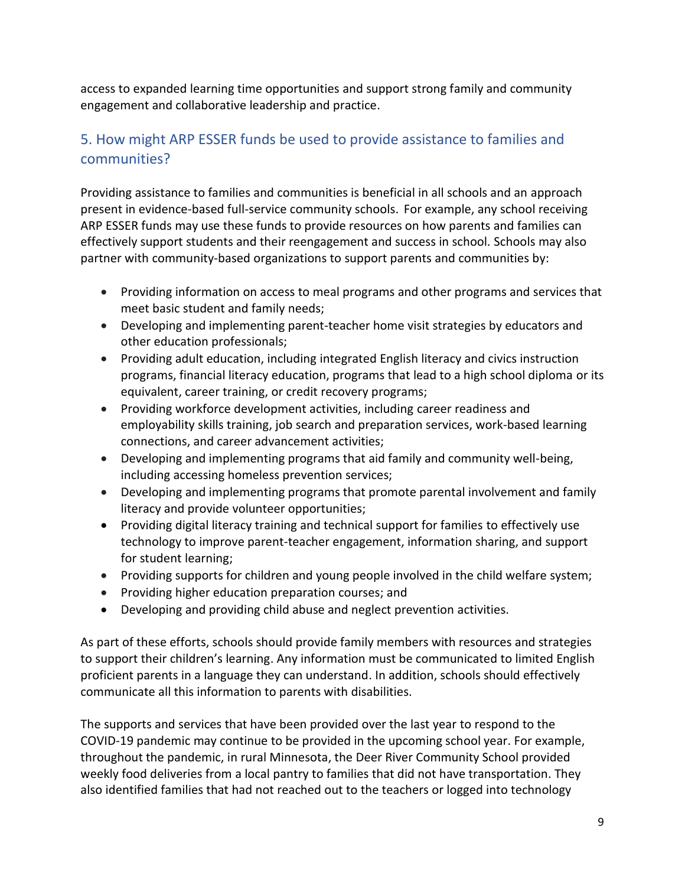access to expanded learning time opportunities and support strong family and community engagement and collaborative leadership and practice.

## 5. How might ARP ESSER funds be used to provide assistance to families and communities?

Providing assistance to families and communities is beneficial in all schools and an approach present in evidence-based full-service community schools. For example, any school receiving ARP ESSER funds may use these funds to provide resources on how parents and families can effectively support students and their reengagement and success in school. Schools may also partner with community-based organizations to support parents and communities by:

- Providing information on access to meal programs and other programs and services that meet basic student and family needs;
- Developing and implementing parent-teacher home visit strategies by educators and other education professionals;
- Providing adult education, including integrated English literacy and civics instruction programs, financial literacy education, programs that lead to a high school diploma or its equivalent, career training, or credit recovery programs;
- Providing workforce development activities, including career readiness and employability skills training, job search and preparation services, work-based learning connections, and career advancement activities;
- Developing and implementing programs that aid family and community well-being, including accessing homeless prevention services;
- Developing and implementing programs that promote parental involvement and family literacy and provide volunteer opportunities;
- Providing digital literacy training and technical support for families to effectively use technology to improve parent-teacher engagement, information sharing, and support for student learning;
- Providing supports for children and young people involved in the child welfare system;
- Providing higher education preparation courses; and
- Developing and providing child abuse and neglect prevention activities.

As part of these efforts, schools should provide family members with resources and strategies to support their children's learning. Any information must be communicated to limited English proficient parents in a language they can understand. In addition, schools should effectively communicate all this information to parents with disabilities.

The supports and services that have been provided over the last year to respond to the COVID-19 pandemic may continue to be provided in the upcoming school year. For example, throughout the pandemic, in rural Minnesota, the Deer River Community School provided weekly food deliveries from a local pantry to families that did not have transportation. They also identified families that had not reached out to the teachers or logged into technology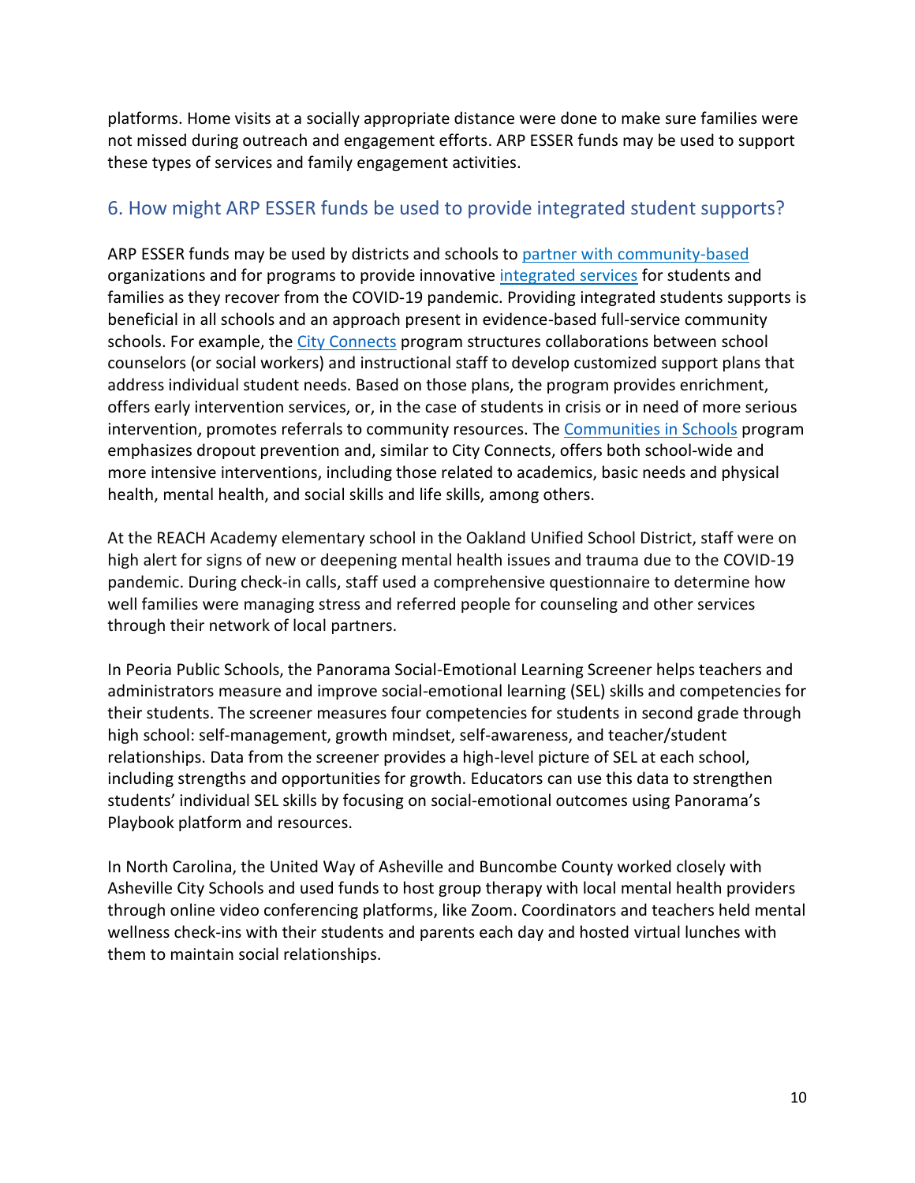platforms. Home visits at a socially appropriate distance were done to make sure families were not missed during outreach and engagement efforts. ARP ESSER funds may be used to support these types of services and family engagement activities.

## 6. How might ARP ESSER funds be used to provide integrated student supports?

ARP ESSER funds may be used by districts and schools to partner with community-based organizations and for programs to provide innovative integrated services for students and families as they recover from the COVID-19 pandemic. Providing integrated students supports is beneficial in all schools and an approach present in evidence-based full-service community schools. For example, the City Connects program structures collaborations between school counselors (or social workers) and instructional staff to develop customized support plans that address individual student needs. Based on those plans, the program provides enrichment, offers early intervention services, or, in the case of students in crisis or in need of more serious intervention, promotes referrals to community resources. The Communities in Schools program emphasizes dropout prevention and, similar to City Connects, offers both school-wide and more intensive interventions, including those related to academics, basic needs and physical health, mental health, and social skills and life skills, among others.

At the REACH Academy elementary school in the Oakland Unified School District, staff were on high alert for signs of new or deepening mental health issues and trauma due to the COVID-19 pandemic. During check-in calls, staff used a comprehensive questionnaire to determine how well families were managing stress and referred people for counseling and other services through their network of local partners.

In Peoria Public Schools, the Panorama Social-Emotional Learning Screener helps teachers and administrators measure and improve social-emotional learning (SEL) skills and competencies for their students. The screener measures four competencies for students in second grade through high school: self-management, growth mindset, self-awareness, and teacher/student relationships. Data from the screener provides a high-level picture of SEL at each school, including strengths and opportunities for growth. Educators can use this data to strengthen students' individual SEL skills by focusing on social-emotional outcomes using Panorama's Playbook platform and resources.

In North Carolina, the United Way of Asheville and Buncombe County worked closely with Asheville City Schools and used funds to host group therapy with local mental health providers through online video conferencing platforms, like Zoom. Coordinators and teachers held mental wellness check-ins with their students and parents each day and hosted virtual lunches with them to maintain social relationships.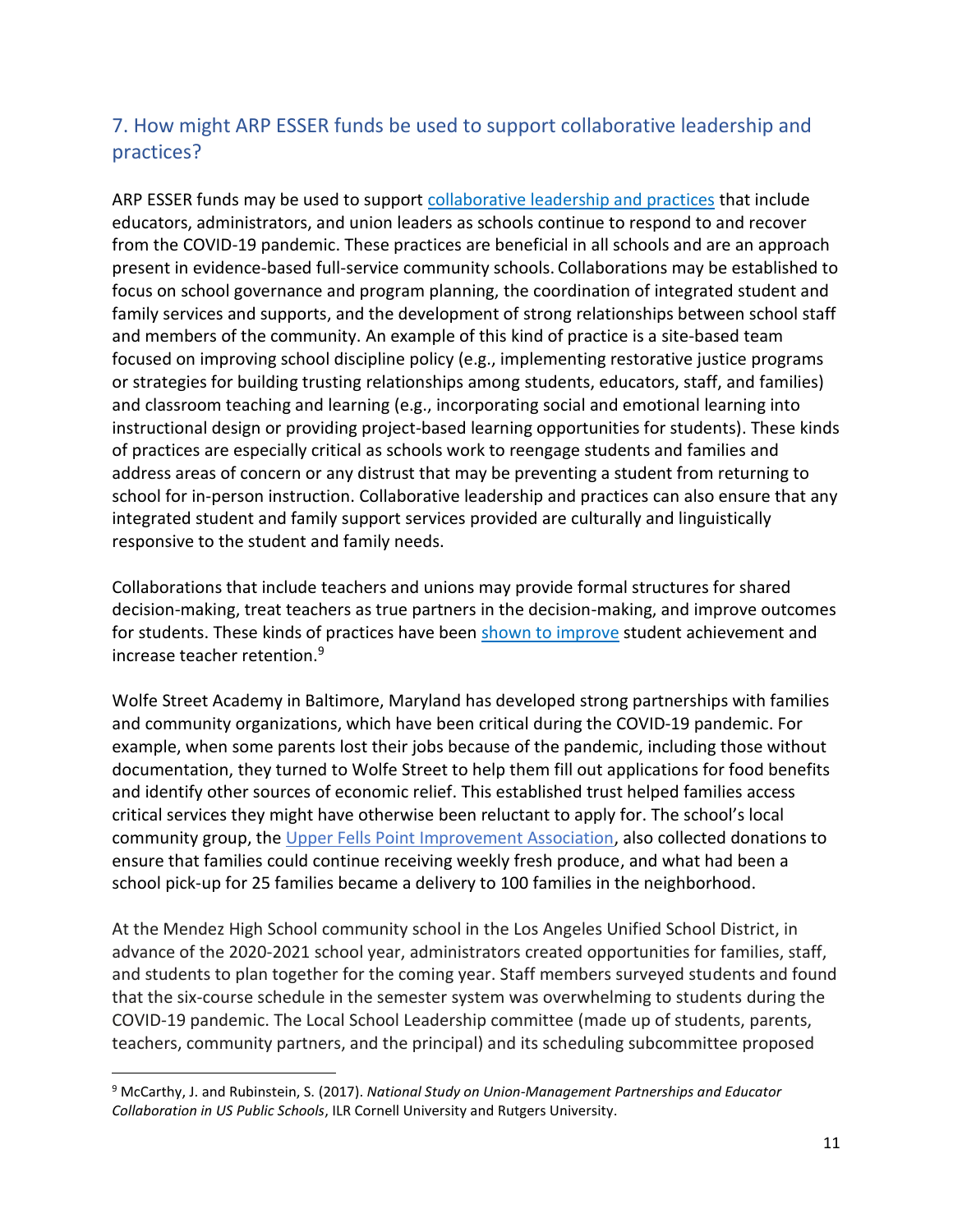## 7. How might ARP ESSER funds be used to support collaborative leadership and practices?

ARP ESSER funds may be used to support collaborative leadership and practices that include educators, administrators, and union leaders as schools continue to respond to and recover from the COVID-19 pandemic. These practices are beneficial in all schools and are an approach present in evidence-based full-service community schools. Collaborations may be established to focus on school governance and program planning, the coordination of integrated student and family services and supports, and the development of strong relationships between school staff and members of the community. An example of this kind of practice is a site-based team focused on improving school discipline policy (e.g., implementing restorative justice programs or strategies for building trusting relationships among students, educators, staff, and families) and classroom teaching and learning (e.g., incorporating social and emotional learning into instructional design or providing project-based learning opportunities for students). These kinds of practices are especially critical as schools work to reengage students and families and address areas of concern or any distrust that may be preventing a student from returning to school for in-person instruction. Collaborative leadership and practices can also ensure that any integrated student and family support services provided are culturally and linguistically responsive to the student and family needs.

Collaborations that include teachers and unions may provide formal structures for shared decision-making, treat teachers as true partners in the decision-making, and improve outcomes for students. These kinds of practices have been shown to improve student achievement and increase teacher retention.[9]

Wolfe Street Academy in Baltimore, Maryland has developed strong partnerships with families and community organizations, which have been critical during the COVID-19 pandemic. For example, when some parents lost their jobs because of the pandemic, including those without documentation, they turned to Wolfe Street to help them fill out applications for food benefits and identify other sources of economic relief. This established trust helped families access critical services they might have otherwise been reluctant to apply for. The school's local community group, the Upper Fells Point Improvement Association, also collected donations to ensure that families could continue receiving weekly fresh produce, and what had been a school pick-up for 25 families became a delivery to 100 families in the neighborhood.

At the Mendez High School community school in the Los Angeles Unified School District, in advance of the 2020-2021 school year, administrators created opportunities for families, staff, and students to plan together for the coming year. Staff members surveyed students and found that the six-course schedule in the semester system was overwhelming to students during the COVID-19 pandemic. The Local School Leadership committee (made up of students, parents, teachers, community partners, and the principal) and its scheduling subcommittee proposed

[9] McCarthy, J. and Rubinstein, S. (2017). *National Study on Union-Management Partnerships and Educator Collaboration in US Public Schools*, ILR Cornell University and Rutgers University.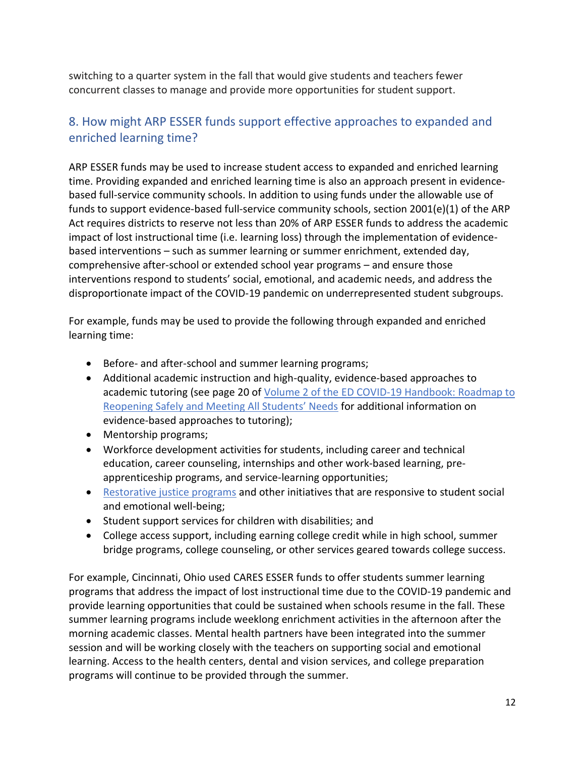switching to a quarter system in the fall that would give students and teachers fewer concurrent classes to manage and provide more opportunities for student support.

## 8. How might ARP ESSER funds support effective approaches to expanded and enriched learning time?

ARP ESSER funds may be used to increase student access to expanded and enriched learning time. Providing expanded and enriched learning time is also an approach present in evidence-based full-service community schools. In addition to using funds under the allowable use of funds to support evidence-based full-service community schools, section 2001(e)(1) of the ARP Act requires districts to reserve not less than 20% of ARP ESSER funds to address the academic impact of lost instructional time (i.e. learning loss) through the implementation of evidence-based interventions – such as summer learning or summer enrichment, extended day, comprehensive after-school or extended school year programs – and ensure those interventions respond to students' social, emotional, and academic needs, and address the disproportionate impact of the COVID-19 pandemic on underrepresented student subgroups.

For example, funds may be used to provide the following through expanded and enriched learning time:

- Before- and after-school and summer learning programs;
- Additional academic instruction and high-quality, evidence-based approaches to academic tutoring (see page 20 of [Volume 2 of the ED COVID-19 Handbook: Roadmap to Reopening Safely and Meeting All Students' Needs]() for additional information on evidence-based approaches to tutoring);
- Mentorship programs;
- Workforce development activities for students, including career and technical education, career counseling, internships and other work-based learning, pre-apprenticeship programs, and service-learning opportunities;
- [Restorative justice programs]() and other initiatives that are responsive to student social and emotional well-being;
- Student support services for children with disabilities; and
- College access support, including earning college credit while in high school, summer bridge programs, college counseling, or other services geared towards college success.

For example, Cincinnati, Ohio used CARES ESSER funds to offer students summer learning programs that address the impact of lost instructional time due to the COVID-19 pandemic and provide learning opportunities that could be sustained when schools resume in the fall. These summer learning programs include weeklong enrichment activities in the afternoon after the morning academic classes. Mental health partners have been integrated into the summer session and will be working closely with the teachers on supporting social and emotional learning. Access to the health centers, dental and vision services, and college preparation programs will continue to be provided through the summer.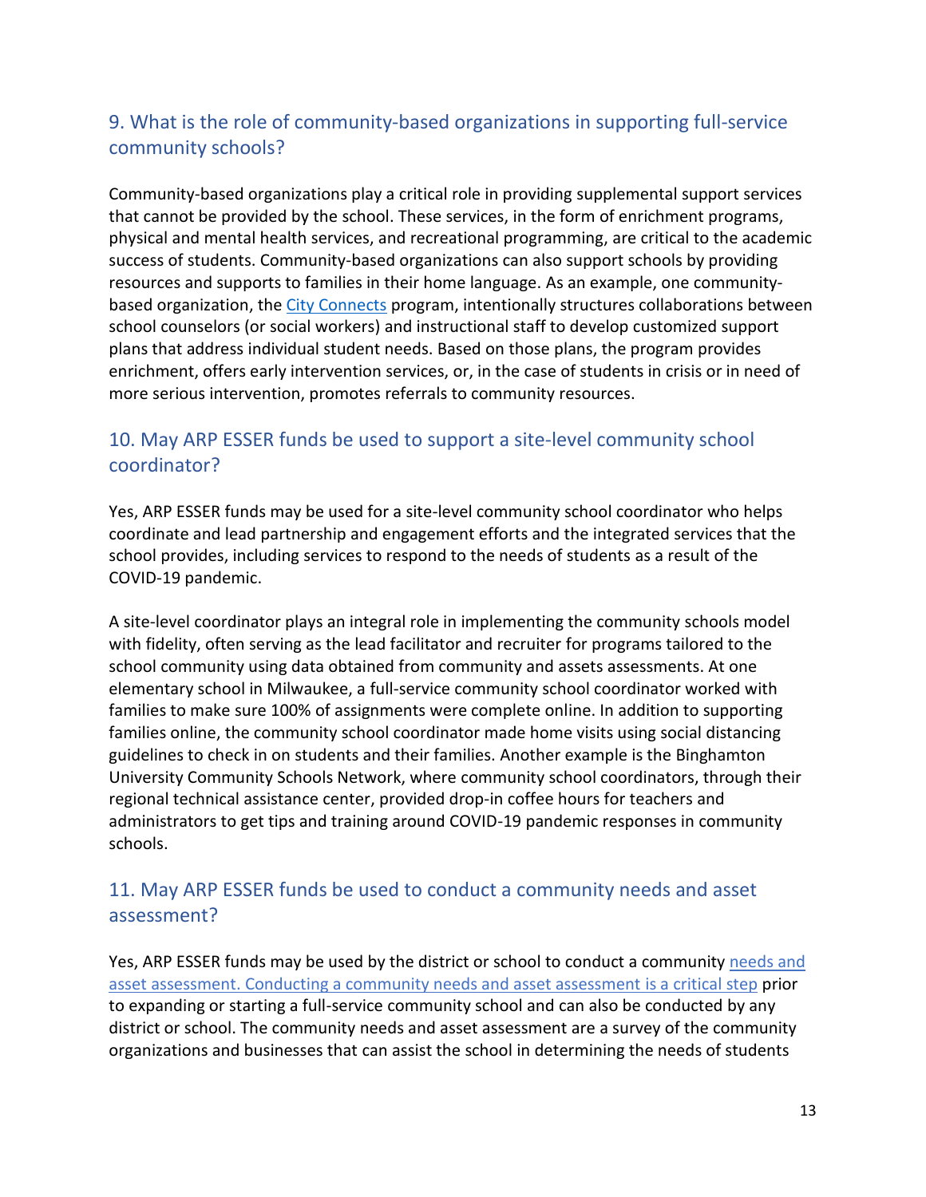## 9. What is the role of community-based organizations in supporting full-service community schools?

Community-based organizations play a critical role in providing supplemental support services that cannot be provided by the school. These services, in the form of enrichment programs, physical and mental health services, and recreational programming, are critical to the academic success of students. Community-based organizations can also support schools by providing resources and supports to families in their home language. As an example, one community-based organization, the [City Connects]() program, intentionally structures collaborations between school counselors (or social workers) and instructional staff to develop customized support plans that address individual student needs. Based on those plans, the program provides enrichment, offers early intervention services, or, in the case of students in crisis or in need of more serious intervention, promotes referrals to community resources.

## 10. May ARP ESSER funds be used to support a site-level community school coordinator?

Yes, ARP ESSER funds may be used for a site-level community school coordinator who helps coordinate and lead partnership and engagement efforts and the integrated services that the school provides, including services to respond to the needs of students as a result of the COVID-19 pandemic.

A site-level coordinator plays an integral role in implementing the community schools model with fidelity, often serving as the lead facilitator and recruiter for programs tailored to the school community using data obtained from community and assets assessments. At one elementary school in Milwaukee, a full-service community school coordinator worked with families to make sure 100% of assignments were complete online. In addition to supporting families online, the community school coordinator made home visits using social distancing guidelines to check in on students and their families. Another example is the Binghamton University Community Schools Network, where community school coordinators, through their regional technical assistance center, provided drop-in coffee hours for teachers and administrators to get tips and training around COVID-19 pandemic responses in community schools.

## 11. May ARP ESSER funds be used to conduct a community needs and asset assessment?

Yes, ARP ESSER funds may be used by the district or school to conduct a community [needs and asset assessment. Conducting a community needs and asset assessment is a critical step]() prior to expanding or starting a full-service community school and can also be conducted by any district or school. The community needs and asset assessment are a survey of the community organizations and businesses that can assist the school in determining the needs of students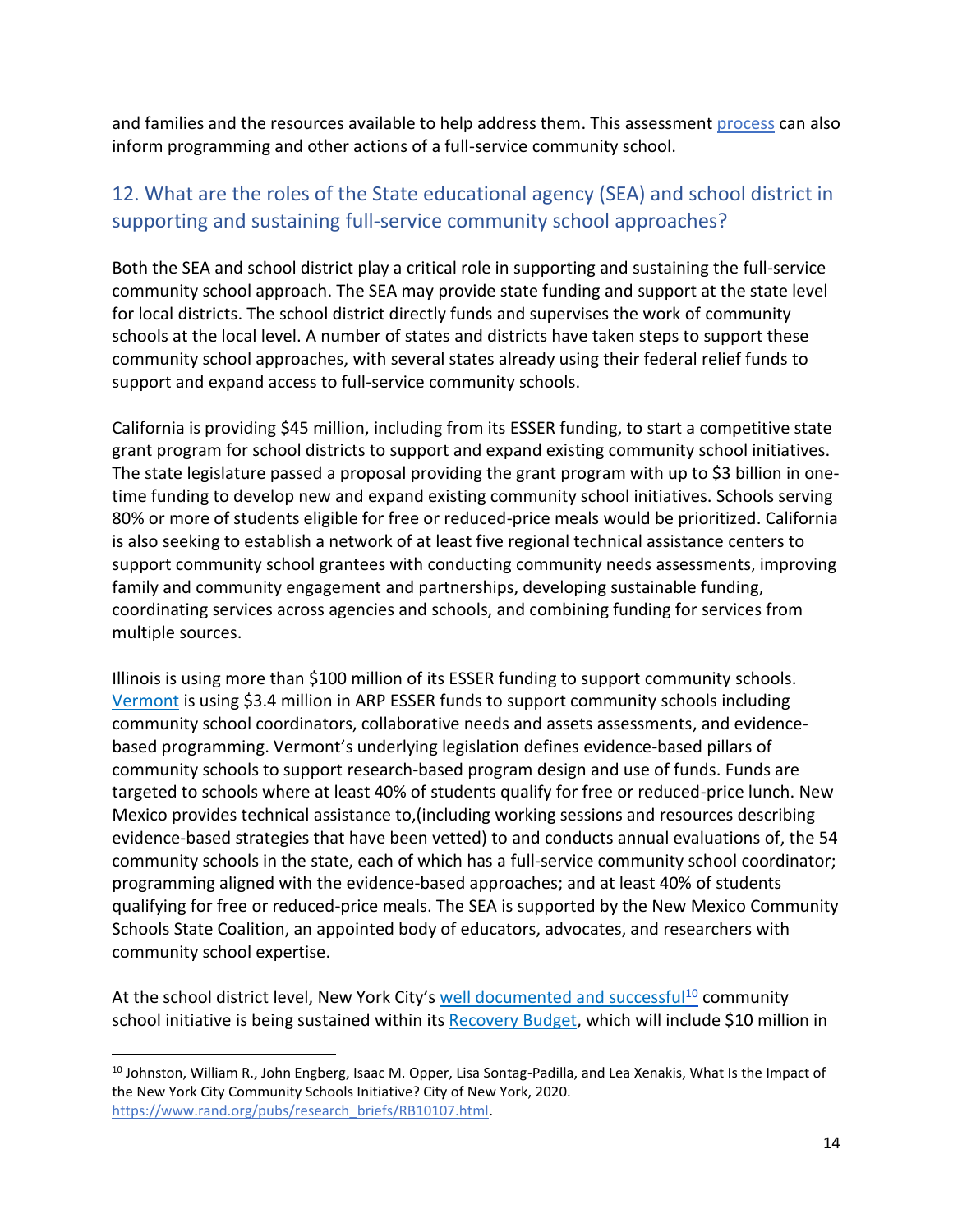and families and the resources available to help address them. This assessment [process](#) can also inform programming and other actions of a full-service community school.

## 12. What are the roles of the State educational agency (SEA) and school district in supporting and sustaining full-service community school approaches?

Both the SEA and school district play a critical role in supporting and sustaining the full-service community school approach. The SEA may provide state funding and support at the state level for local districts. The school district directly funds and supervises the work of community schools at the local level. A number of states and districts have taken steps to support these community school approaches, with several states already using their federal relief funds to support and expand access to full-service community schools.

California is providing $45 million, including from its ESSER funding, to start a competitive state grant program for school districts to support and expand existing community school initiatives. The state legislature passed a proposal providing the grant program with up to $3 billion in one-time funding to develop new and expand existing community school initiatives. Schools serving 80% or more of students eligible for free or reduced-price meals would be prioritized. California is also seeking to establish a network of at least five regional technical assistance centers to support community school grantees with conducting community needs assessments, improving family and community engagement and partnerships, developing sustainable funding, coordinating services across agencies and schools, and combining funding for services from multiple sources.

Illinois is using more than $100 million of its ESSER funding to support community schools. [Vermont](#) is using $3.4 million in ARP ESSER funds to support community schools including community school coordinators, collaborative needs and assets assessments, and evidence-based programming. Vermont's underlying legislation defines evidence-based pillars of community schools to support research-based program design and use of funds. Funds are targeted to schools where at least 40% of students qualify for free or reduced-price lunch. New Mexico provides technical assistance to,(including working sessions and resources describing evidence-based strategies that have been vetted) to and conducts annual evaluations of, the 54 community schools in the state, each of which has a full-service community school coordinator; programming aligned with the evidence-based approaches; and at least 40% of students qualifying for free or reduced-price meals. The SEA is supported by the New Mexico Community Schools State Coalition, an appointed body of educators, advocates, and researchers with community school expertise.

At the school district level, New York City's [well documented and successful](#)[10] community school initiative is being sustained within its [Recovery Budget](#), which will include $10 million in

---

[10] Johnston, William R., John Engberg, Isaac M. Opper, Lisa Sontag-Padilla, and Lea Xenakis, What Is the Impact of the New York City Community Schools Initiative? City of New York, 2020. https://www.rand.org/pubs/research_briefs/RB10107.html.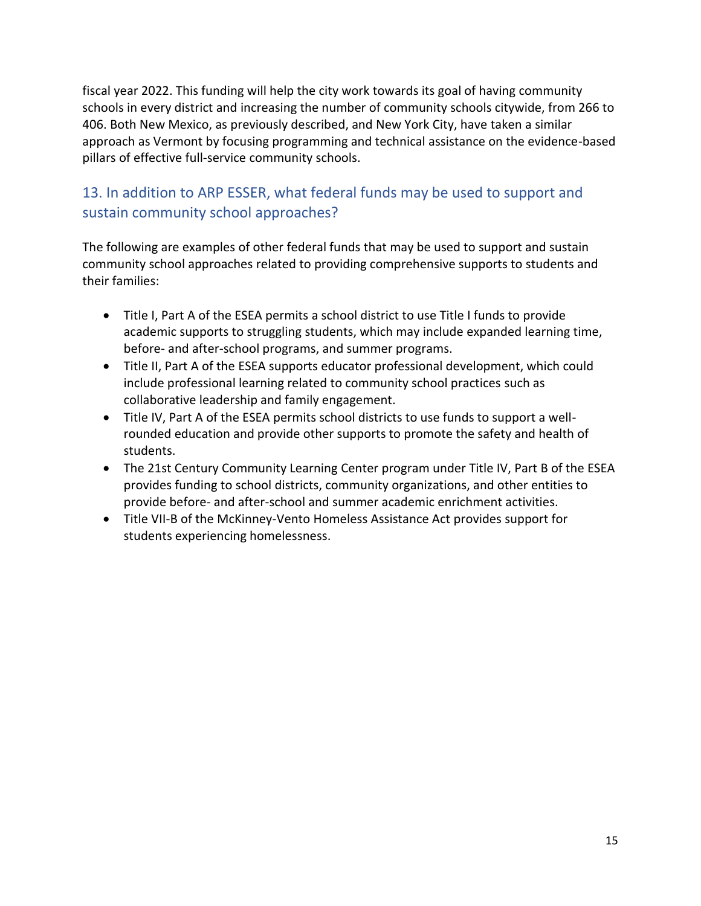fiscal year 2022. This funding will help the city work towards its goal of having community schools in every district and increasing the number of community schools citywide, from 266 to 406. Both New Mexico, as previously described, and New York City, have taken a similar approach as Vermont by focusing programming and technical assistance on the evidence-based pillars of effective full-service community schools.

## 13. In addition to ARP ESSER, what federal funds may be used to support and sustain community school approaches?

The following are examples of other federal funds that may be used to support and sustain community school approaches related to providing comprehensive supports to students and their families:

- Title I, Part A of the ESEA permits a school district to use Title I funds to provide academic supports to struggling students, which may include expanded learning time, before- and after-school programs, and summer programs.
- Title II, Part A of the ESEA supports educator professional development, which could include professional learning related to community school practices such as collaborative leadership and family engagement.
- Title IV, Part A of the ESEA permits school districts to use funds to support a well-rounded education and provide other supports to promote the safety and health of students.
- The 21st Century Community Learning Center program under Title IV, Part B of the ESEA provides funding to school districts, community organizations, and other entities to provide before- and after-school and summer academic enrichment activities.
- Title VII-B of the McKinney-Vento Homeless Assistance Act provides support for students experiencing homelessness.